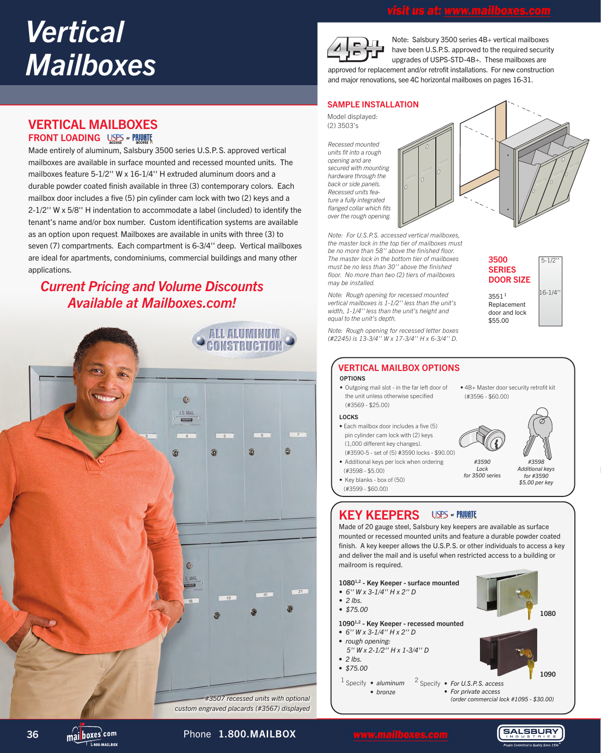# Vertical Mailboxes

## VERTICAL MAILBOXES

### FRONT LOADING USPS access or PRIVATE access

Made entirely of aluminum, Salsbury 3500 series U.S.P.S. approved vertical mailboxes are available in surface mounted and recessed mounted units. The mailboxes feature 5-1/2'' W x 16-1/4'' H extruded aluminum doors and a durable powder coated finish available in three (3) contemporary colors. Each mailbox door includes a five (5) pin cylinder cam lock with two (2) keys and a 2-1/2'' W x 5/8'' H indentation to accommodate a label (included) to identify the tenant's name and/or box number. Custom identification systems are available as an option upon request. Mailboxes are available in units with three (3) to seven (7) compartments. Each compartment is 6-3/4'' deep. Vertical mailboxes are ideal for apartments, condominiums, commercial buildings and many other applications.

***Current Pricing and Volume Discounts Available at Mailboxes.com!***

ALL ALUMINUM CONSTRUCTION

*#3507 recessed units with optional custom engraved placards (#3567) displayed*

4B+ Note: Salsbury 3500 series 4B+ vertical mailboxes have been U.S.P.S. approved to the required security upgrades of USPS-STD-4B+. These mailboxes are approved for replacement and/or retrofit installations. For new construction and major renovations, see 4C horizontal mailboxes on pages 16-31.

### SAMPLE INSTALLATION

Model displayed:
(2) 3503's

*Recessed mounted units fit into a rough opening and are secured with mounting hardware through the back or side panels. Recessed units feature a fully integrated flanged collar which fits over the rough opening.*

*Note: For U.S.P.S. accessed vertical mailboxes, the master lock in the top tier of mailboxes must be no more than 58'' above the finished floor. The master lock in the bottom tier of mailboxes must be no less than 30'' above the finished floor. No more than two (2) tiers of mailboxes may be installed.*

*Note: Rough opening for recessed mounted vertical mailboxes is 1-1/2'' less than the unit's width, 1-1/4'' less than the unit's height and equal to the unit's depth.*

*Note: Rough opening for recessed letter boxes (#2245) is 13-3/4'' W x 17-3/4'' H x 6-3/4'' D.*

### 3500 SERIES DOOR SIZE

5-1/2'' x 16-1/4''

3551[1]
Replacement door and lock
$55.00

## VERTICAL MAILBOX OPTIONS

**OPTIONS**

- Outgoing mail slot - in the far left door of the unit unless otherwise specified (#3569 - $25.00)
- 4B+ Master door security retrofit kit (#3596 - $60.00)

**LOCKS**

- Each mailbox door includes a five (5) pin cylinder cam lock with (2) keys (1,000 different key changes). (#3590-5 - set of (5) #3590 locks - $90.00)
- Additional keys per lock when ordering (#3598 - $5.00)
- Key blanks - box of (50) (#3599 - $60.00)

*#3590 Lock for 3500 series*

*#3598 Additional keys for #3590 $5.00 per key*

## KEY KEEPERS USPS access or PRIVATE access

Made of 20 gauge steel, Salsbury key keepers are available as surface mounted or recessed mounted units and feature a durable powder coated finish. A key keeper allows the U.S.P.S. or other individuals to access a key and deliver the mail and is useful when restricted access to a building or mailroom is required.

**1080[1,2] - Key Keeper - surface mounted**

- *6'' W x 3-1/4'' H x 2'' D*
- *2 lbs.*
- *$75.00*

1080

**1090[1,2] - Key Keeper - recessed mounted**

- *6'' W x 3-1/4'' H x 2'' D*
- *rough opening: 5'' W x 2-1/2'' H x 1-3/4'' D*
- *2 lbs.*
- *$75.00*

1090

[1] Specify • *aluminum* • *bronze*

[2] Specify • *For U.S.P.S. access* • *For private access (order commercial lock #1095 - $30.00)*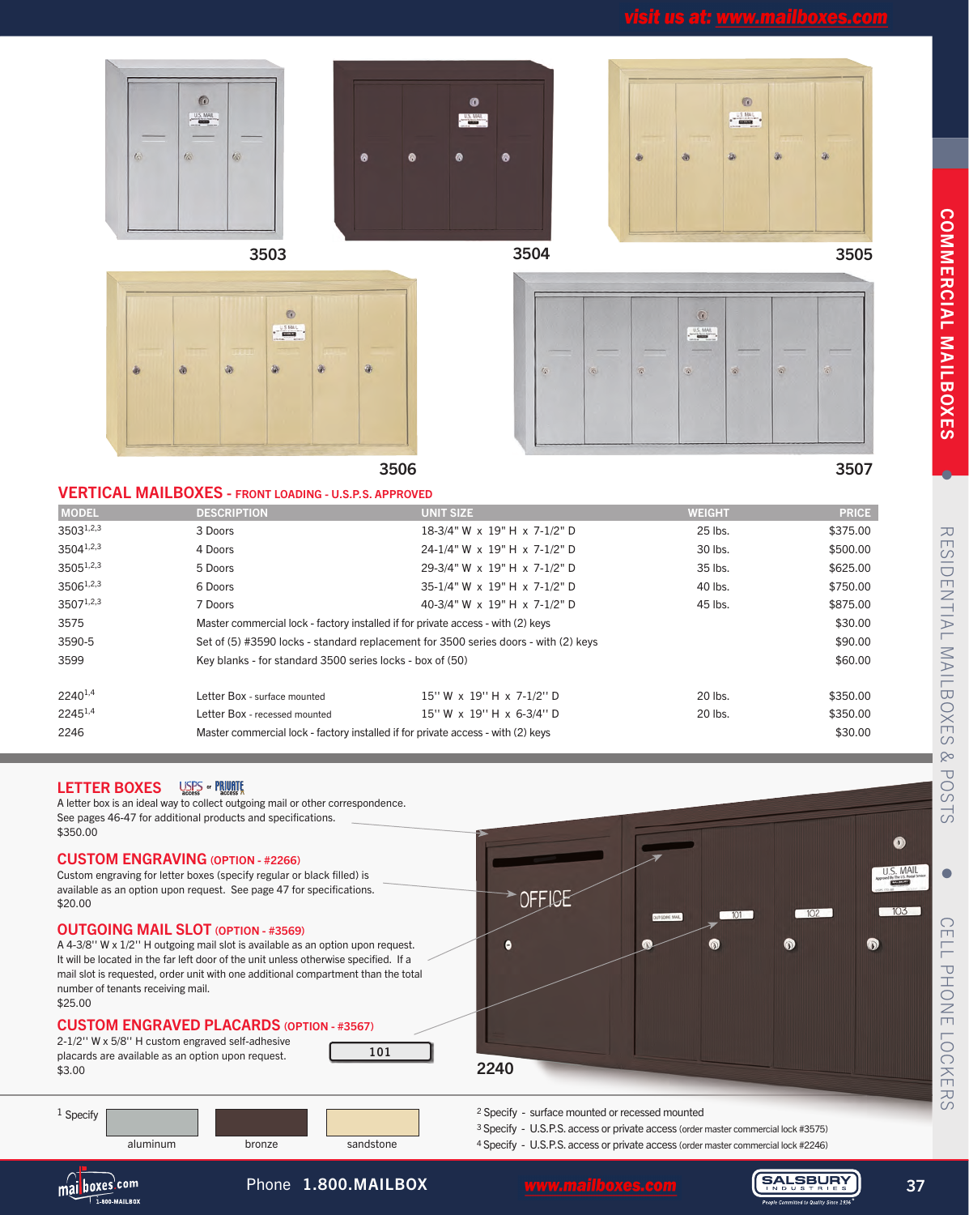3503

3504

3505

3506

3507

## VERTICAL MAILBOXES - FRONT LOADING - U.S.P.S. APPROVED

| MODEL | DESCRIPTION | UNIT SIZE | WEIGHT | PRICE |
|---|---|---|---|---|
| 3503[1,2,3] | 3 Doors | 18-3/4" W x 19" H x 7-1/2" D | 25 lbs. | $375.00 |
| 3504[1,2,3] | 4 Doors | 24-1/4" W x 19" H x 7-1/2" D | 30 lbs. | $500.00 |
| 3505[1,2,3] | 5 Doors | 29-3/4" W x 19" H x 7-1/2" D | 35 lbs. | $625.00 |
| 3506[1,2,3] | 6 Doors | 35-1/4" W x 19" H x 7-1/2" D | 40 lbs. | $750.00 |
| 3507[1,2,3] | 7 Doors | 40-3/4" W x 19" H x 7-1/2" D | 45 lbs. | $875.00 |
| 3575 | Master commercial lock - factory installed if for private access - with (2) keys | | | $30.00 |
| 3590-5 | Set of (5) #3590 locks - standard replacement for 3500 series doors - with (2) keys | | | $90.00 |
| 3599 | Key blanks - for standard 3500 series locks - box of (50) | | | $60.00 |
| 2240[1,4] | Letter Box - surface mounted | 15" W x 19" H x 7-1/2" D | 20 lbs. | $350.00 |
| 2245[1,4] | Letter Box - recessed mounted | 15" W x 19" H x 6-3/4" D | 20 lbs. | $350.00 |
| 2246 | Master commercial lock - factory installed if for private access - with (2) keys | | | $30.00 |

## LETTER BOXES

USPS access or PRIVATE access

A letter box is an ideal way to collect outgoing mail or other correspondence. See pages 46-47 for additional products and specifications.
$350.00

## CUSTOM ENGRAVING (OPTION - #2266)

Custom engraving for letter boxes (specify regular or black filled) is available as an option upon request. See page 47 for specifications.
$20.00

## OUTGOING MAIL SLOT (OPTION - #3569)

A 4-3/8" W x 1/2" H outgoing mail slot is available as an option upon request. It will be located in the far left door of the unit unless otherwise specified. If a mail slot is requested, order unit with one additional compartment than the total number of tenants receiving mail.
$25.00

## CUSTOM ENGRAVED PLACARDS (OPTION - #3567)

2-1/2" W x 5/8" H custom engraved self-adhesive placards are available as an option upon request.
$3.00

101

OFFICE

2240

[1] Specify aluminum bronze sandstone

[2] Specify - surface mounted or recessed mounted

[3] Specify - U.S.P.S. access or private access (order master commercial lock #3575)

[4] Specify - U.S.P.S. access or private access (order master commercial lock #2246)